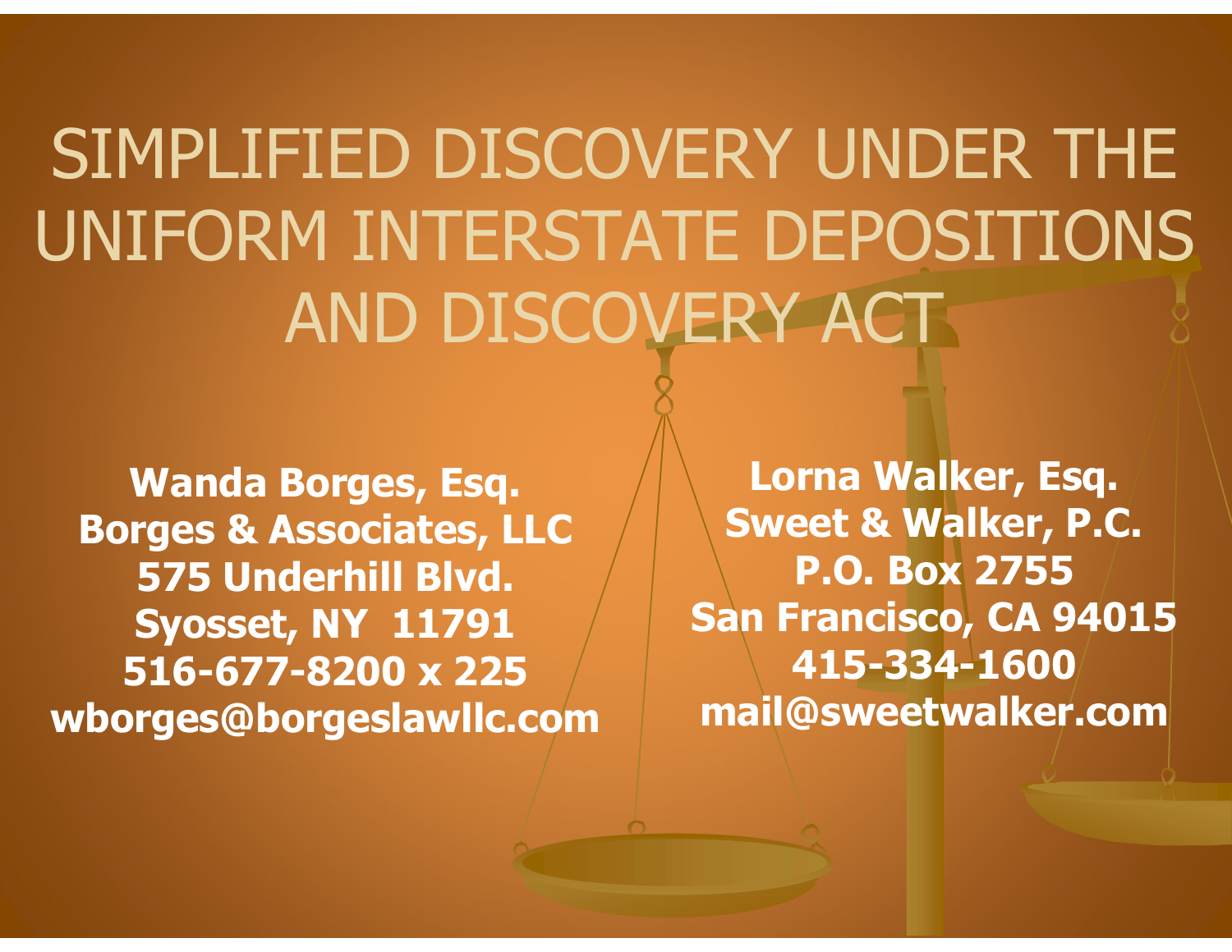# SIMPLIFIED DISCOVERY UNDER THE UNIFORM INTERSTATE DEPOSITIONS AND DISCOVERY ACT

**Wanda Borges, Esq.**
**Borges & Associates, LLC**
**575 Underhill Blvd.**
**Syosset, NY 11791**
**516-677-8200 x 225**
**wborges@borgeslawllc.com**

**Lorna Walker, Esq.**
**Sweet & Walker, P.C.**
**P.O. Box 2755**
**San Francisco, CA 94015**
**415-334-1600**
**mail@sweetwalker.com**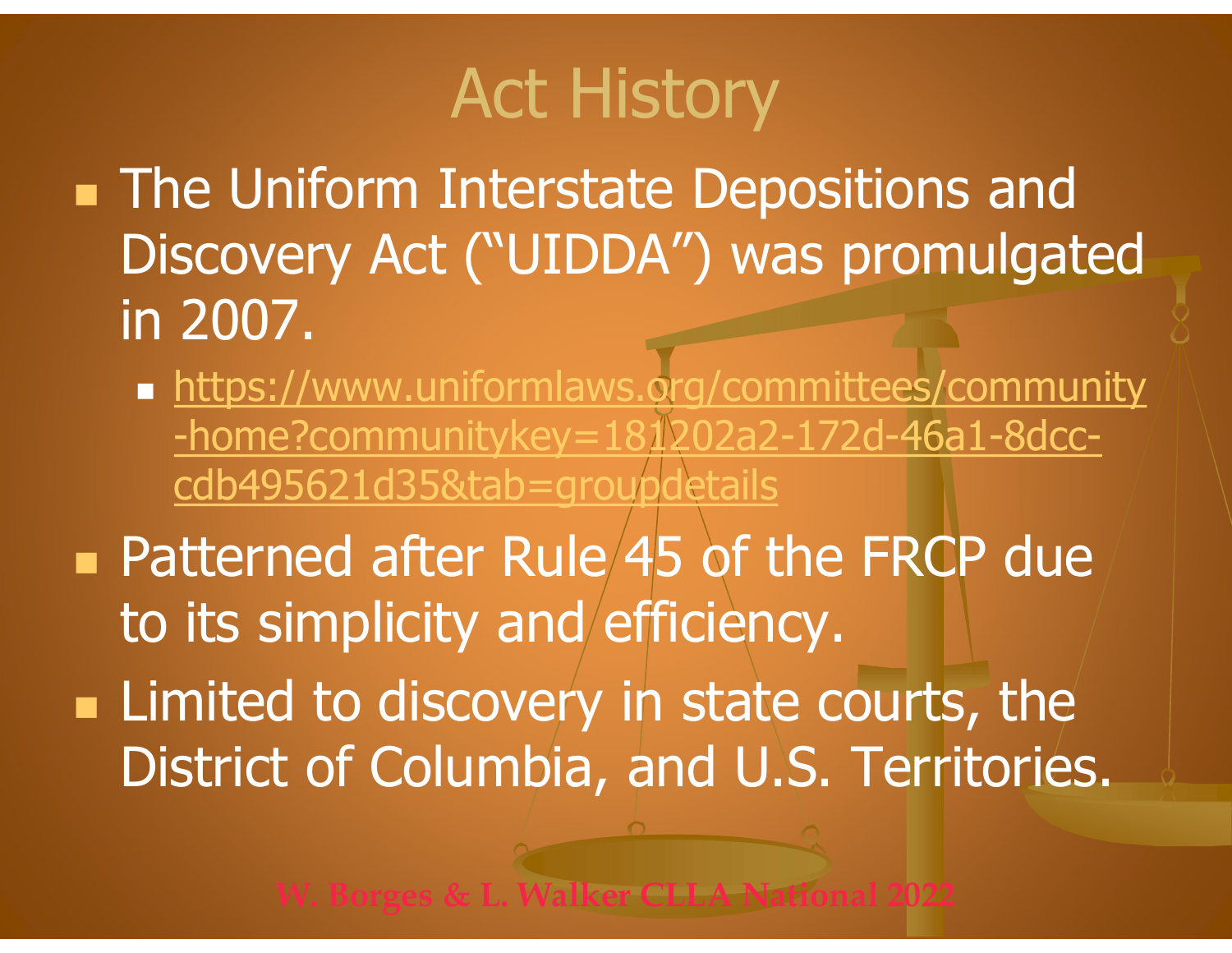# Act History

- The Uniform Interstate Depositions and Discovery Act ("UIDDA") was promulgated in 2007.
  - https://www.uniformlaws.org/committees/community-home?communitykey=181202a2-172d-46a1-8dcc-cdb495621d35&tab=groupdetails
- Patterned after Rule 45 of the FRCP due to its simplicity and efficiency.
- Limited to discovery in state courts, the District of Columbia, and U.S. Territories.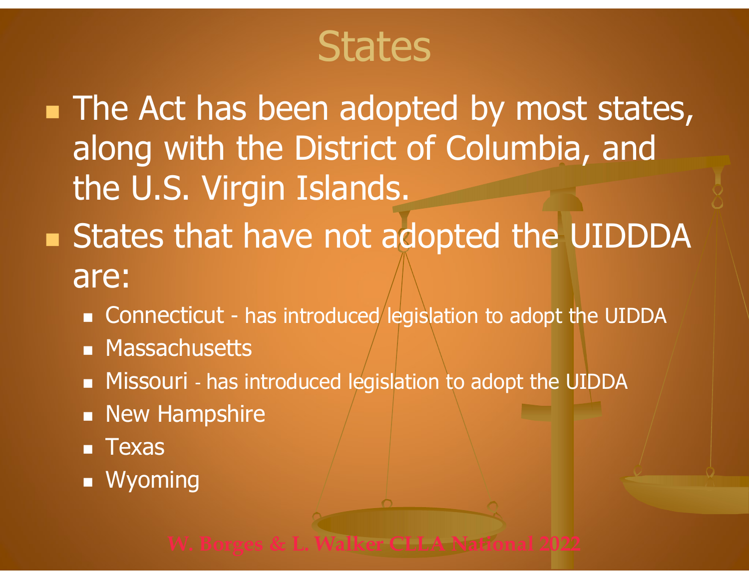# States

- The Act has been adopted by most states, along with the District of Columbia, and the U.S. Virgin Islands.
- States that have not adopted the UIDDDA are:
  - Connecticut - has introduced legislation to adopt the UIDDA
  - Massachusetts
  - Missouri - has introduced legislation to adopt the UIDDA
  - New Hampshire
  - Texas
  - Wyoming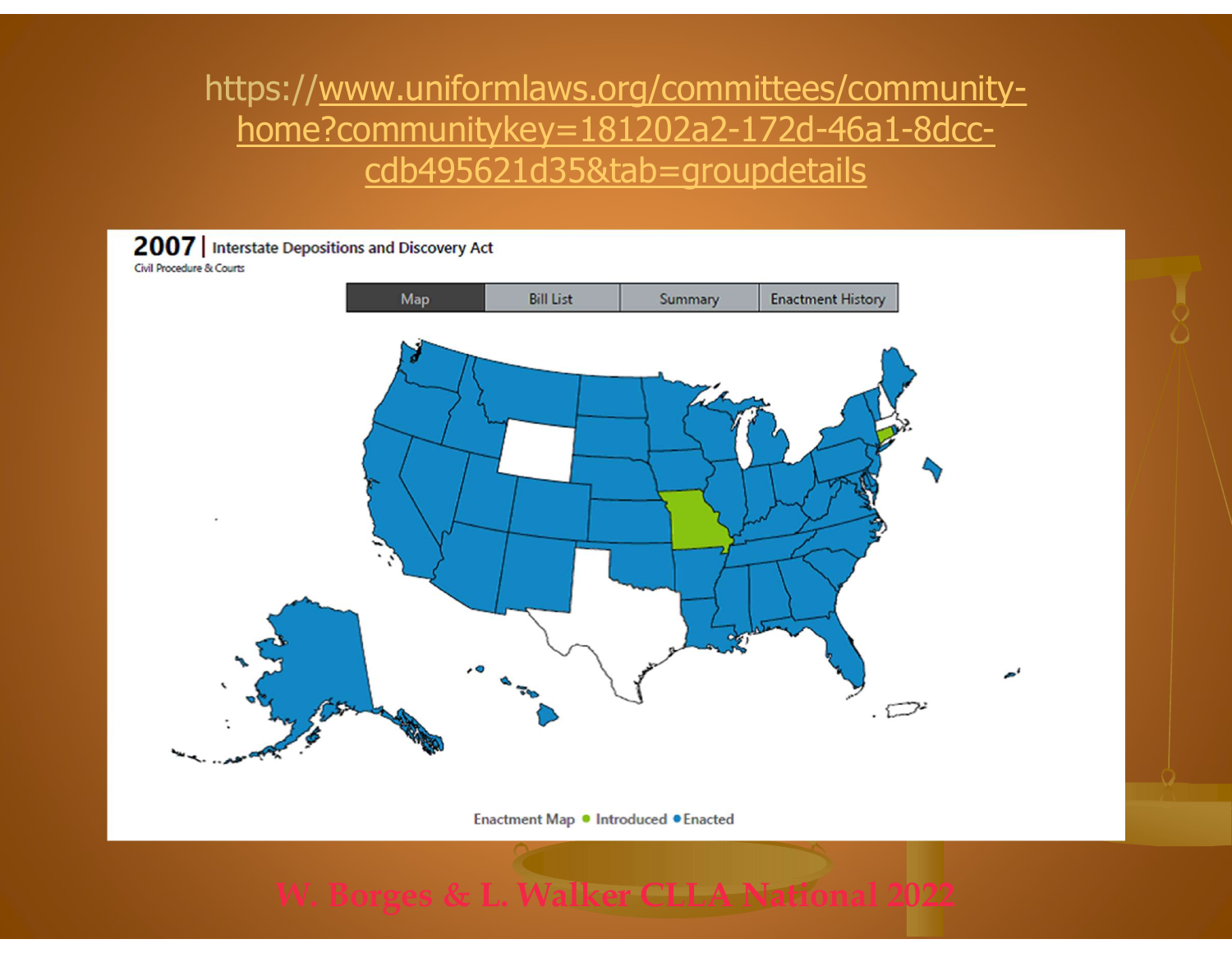https://www.uniformlaws.org/committees/community-home?communitykey=181202a2-172d-46a1-8dcc-cdb495621d35&tab=groupdetails

**2007** | Interstate Depositions and Discovery Act

Civil Procedure & Courts

| Map | Bill List | Summary | Enactment History |
| --- | --- | --- | --- |

Enactment Map • Introduced • Enacted

W. Borges & L. Walker CLLA National 2022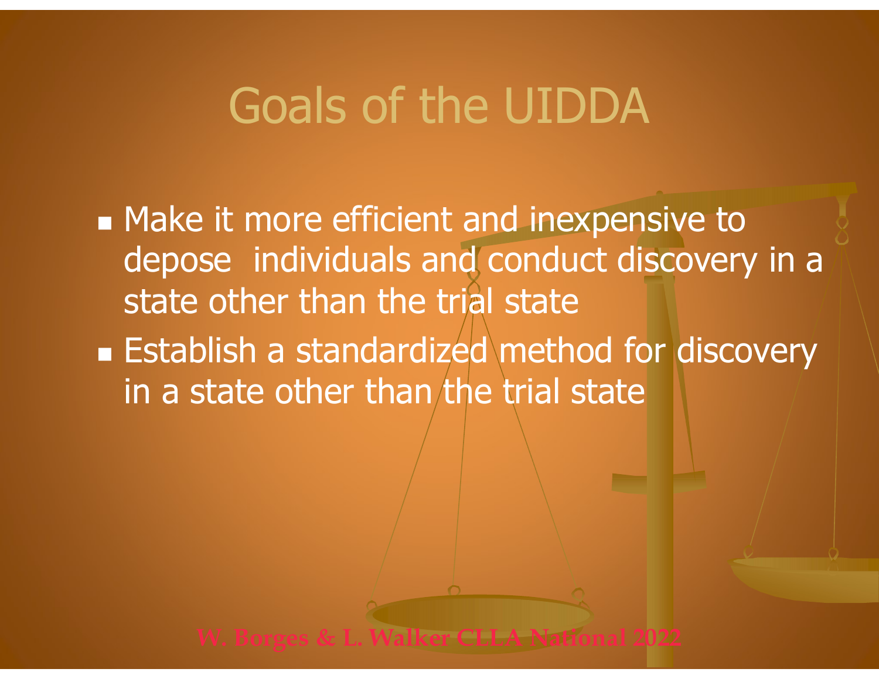# Goals of the UIDDA

- Make it more efficient and inexpensive to depose individuals and conduct discovery in a state other than the trial state
- Establish a standardized method for discovery in a state other than the trial state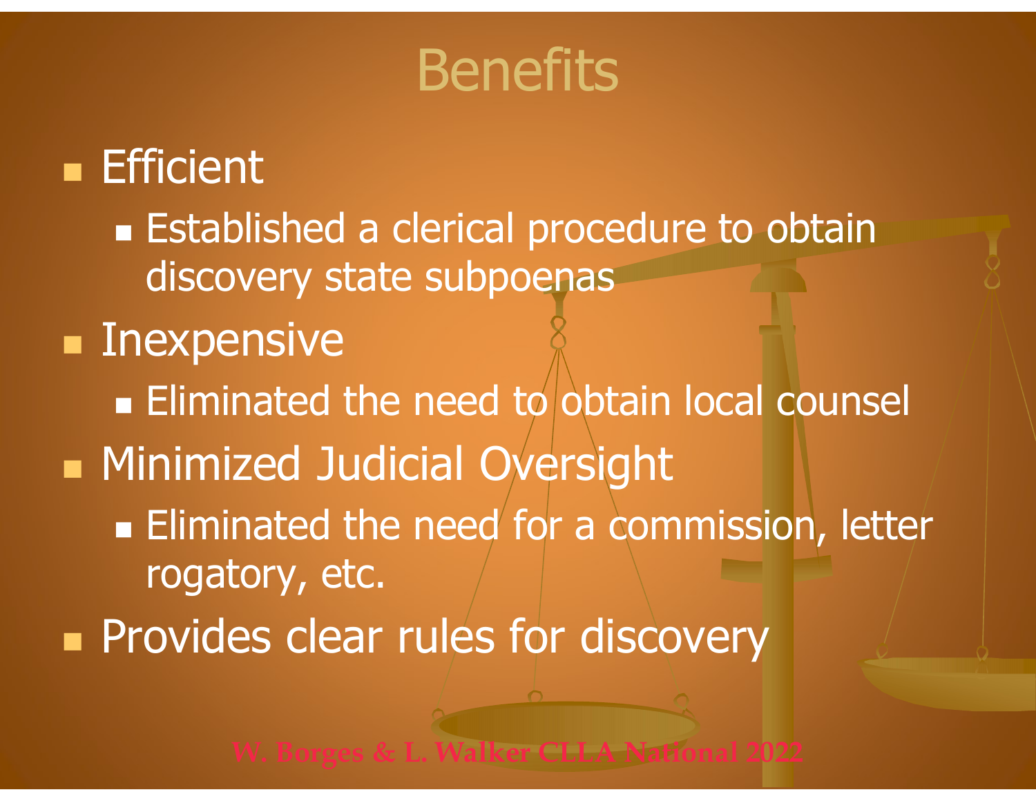# Benefits

- Efficient
  - Established a clerical procedure to obtain discovery state subpoenas
- Inexpensive
  - Eliminated the need to obtain local counsel
- Minimized Judicial Oversight
  - Eliminated the need for a commission, letter rogatory, etc.
- Provides clear rules for discovery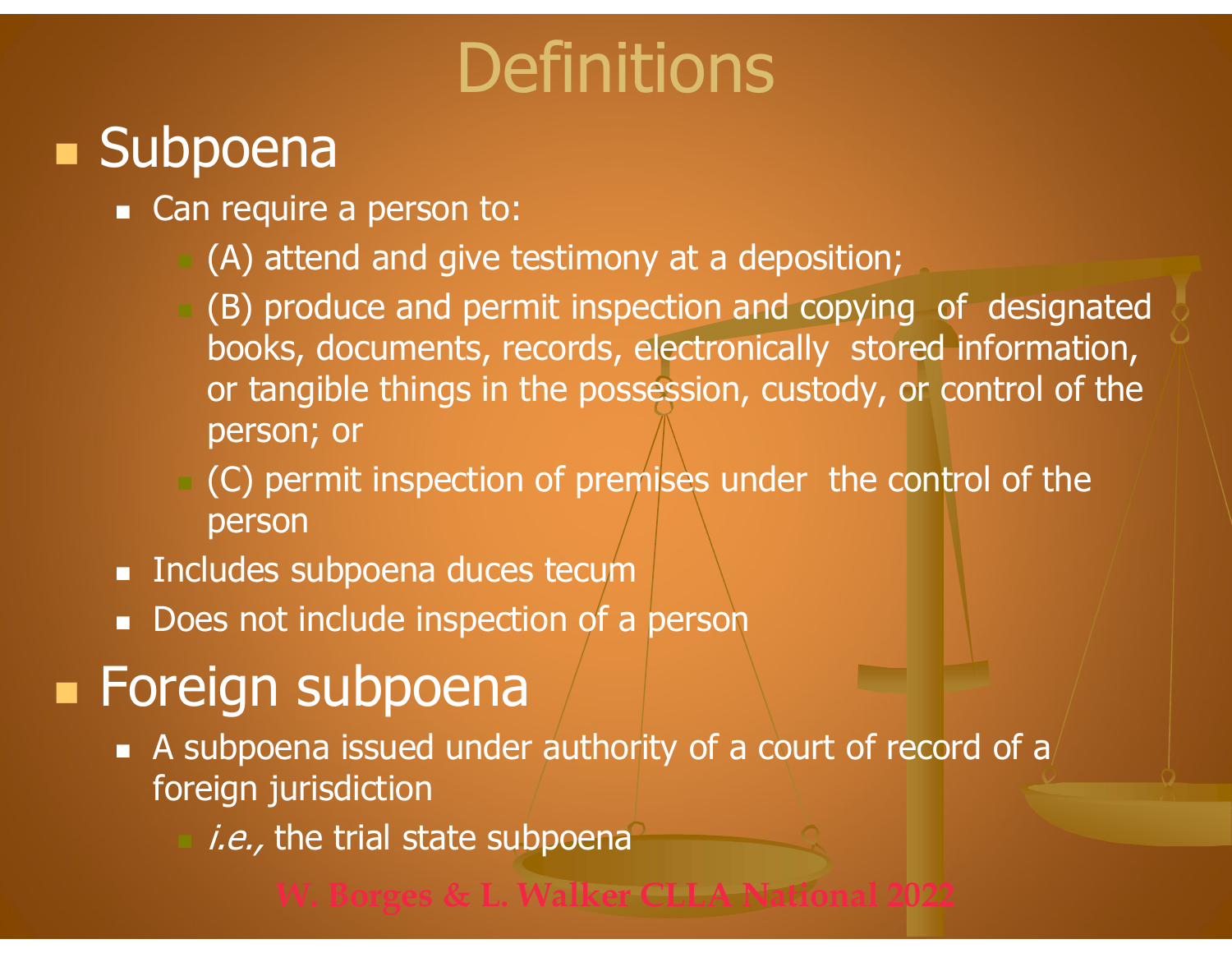# Definitions

- Subpoena
  - Can require a person to:
    - (A) attend and give testimony at a deposition;
    - (B) produce and permit inspection and copying of designated books, documents, records, electronically stored information, or tangible things in the possession, custody, or control of the person; or
    - (C) permit inspection of premises under the control of the person
  - Includes subpoena duces tecum
  - Does not include inspection of a person
- Foreign subpoena
  - A subpoena issued under authority of a court of record of a foreign jurisdiction
    - *i.e.,* the trial state subpoena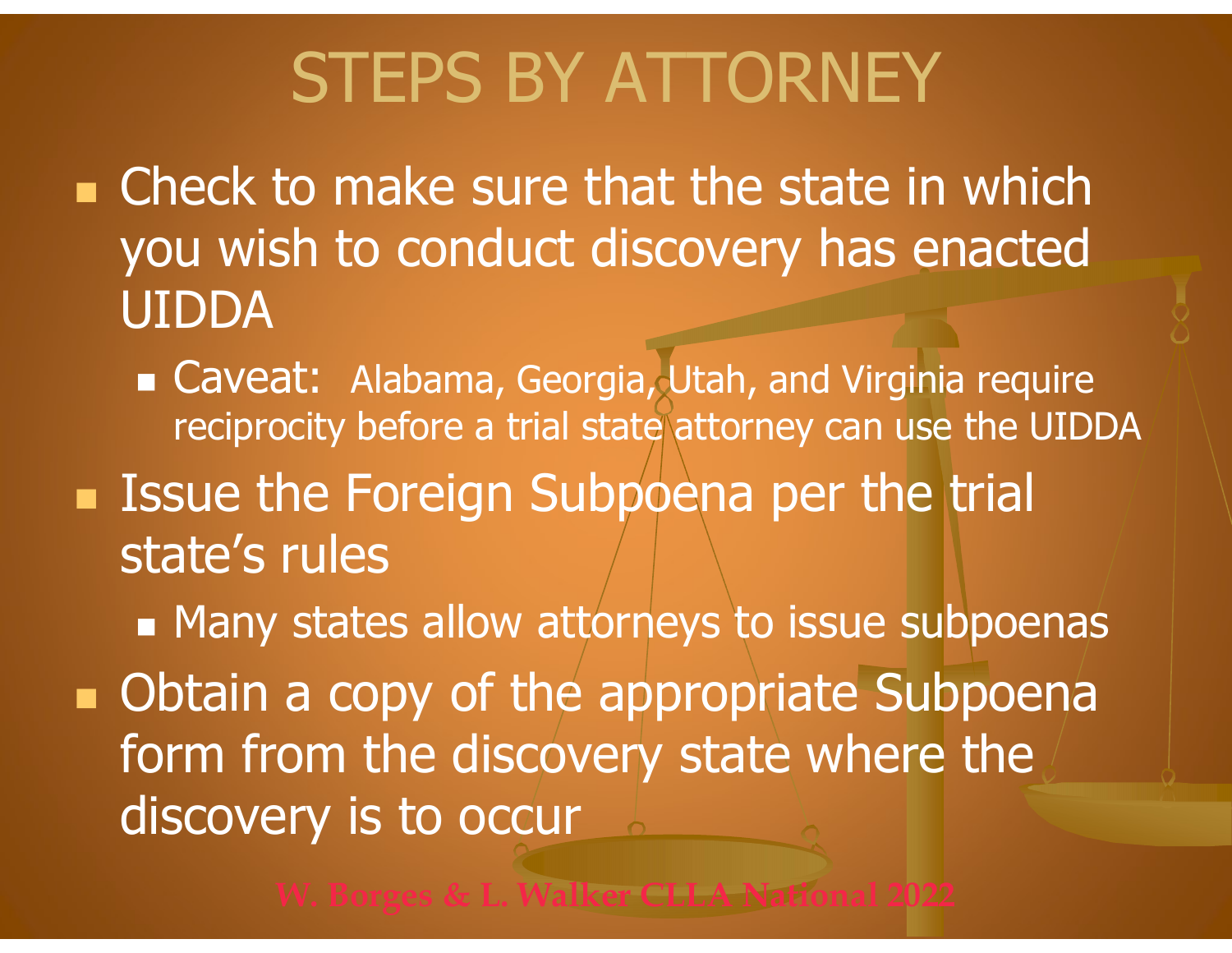# STEPS BY ATTORNEY

- Check to make sure that the state in which you wish to conduct discovery has enacted UIDDA
  - Caveat: Alabama, Georgia, Utah, and Virginia require reciprocity before a trial state attorney can use the UIDDA
- Issue the Foreign Subpoena per the trial state's rules
  - Many states allow attorneys to issue subpoenas
- Obtain a copy of the appropriate Subpoena form from the discovery state where the discovery is to occur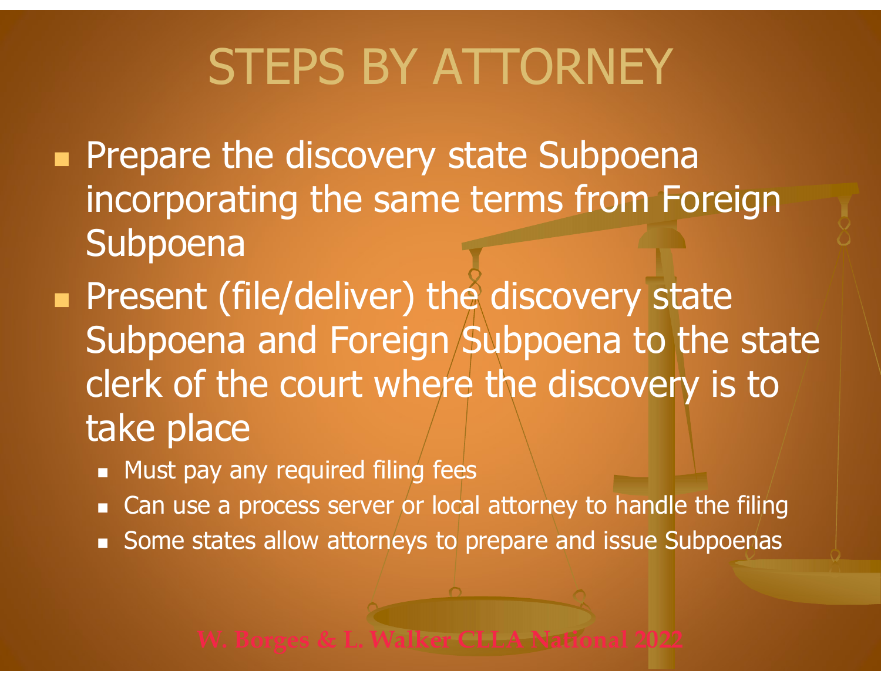# STEPS BY ATTORNEY

- Prepare the discovery state Subpoena incorporating the same terms from Foreign Subpoena
- Present (file/deliver) the discovery state Subpoena and Foreign Subpoena to the state clerk of the court where the discovery is to take place
  - Must pay any required filing fees
  - Can use a process server or local attorney to handle the filing
  - Some states allow attorneys to prepare and issue Subpoenas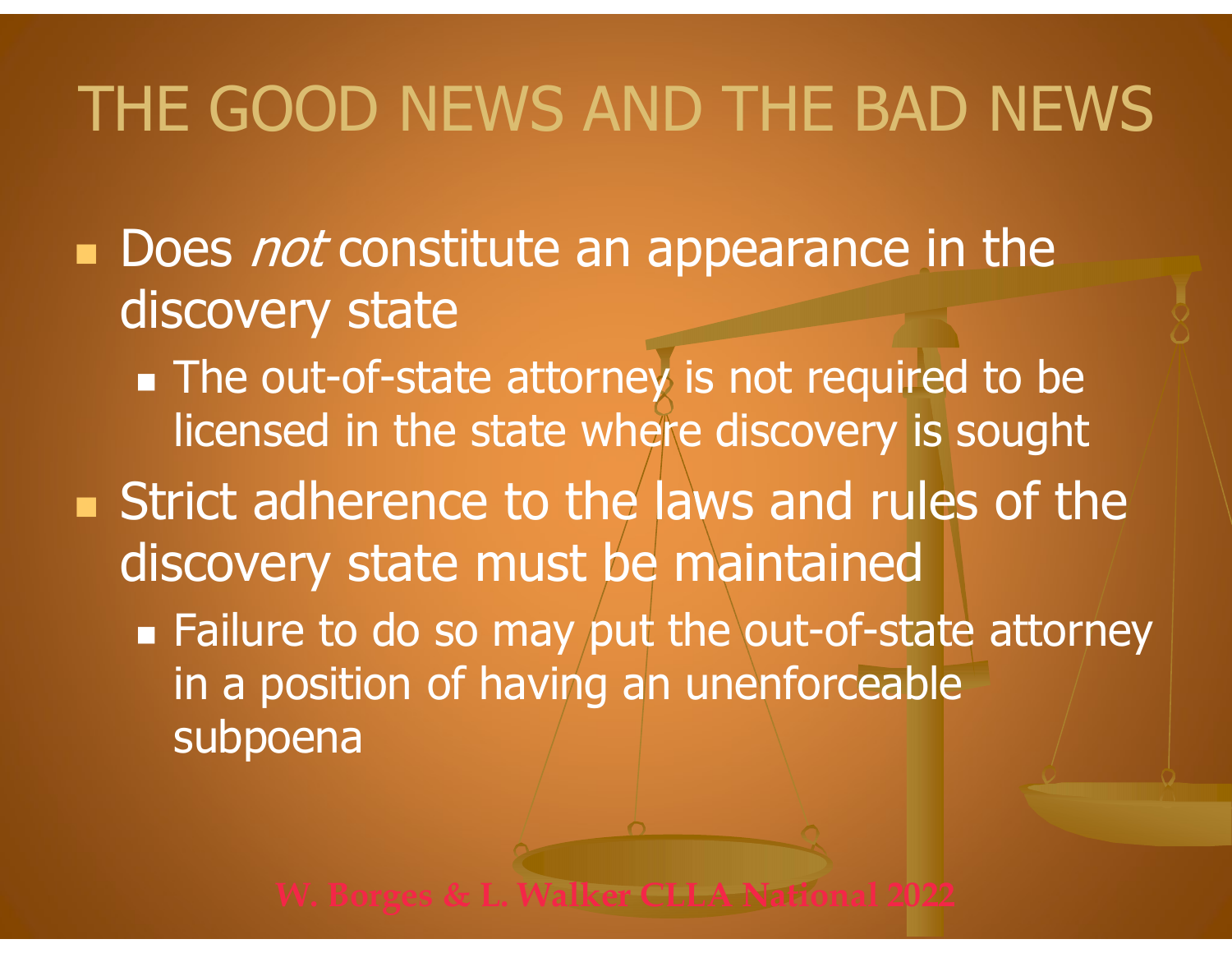# THE GOOD NEWS AND THE BAD NEWS

- Does *not* constitute an appearance in the discovery state
  - The out-of-state attorney is not required to be licensed in the state where discovery is sought
- Strict adherence to the laws and rules of the discovery state must be maintained
  - Failure to do so may put the out-of-state attorney in a position of having an unenforceable subpoena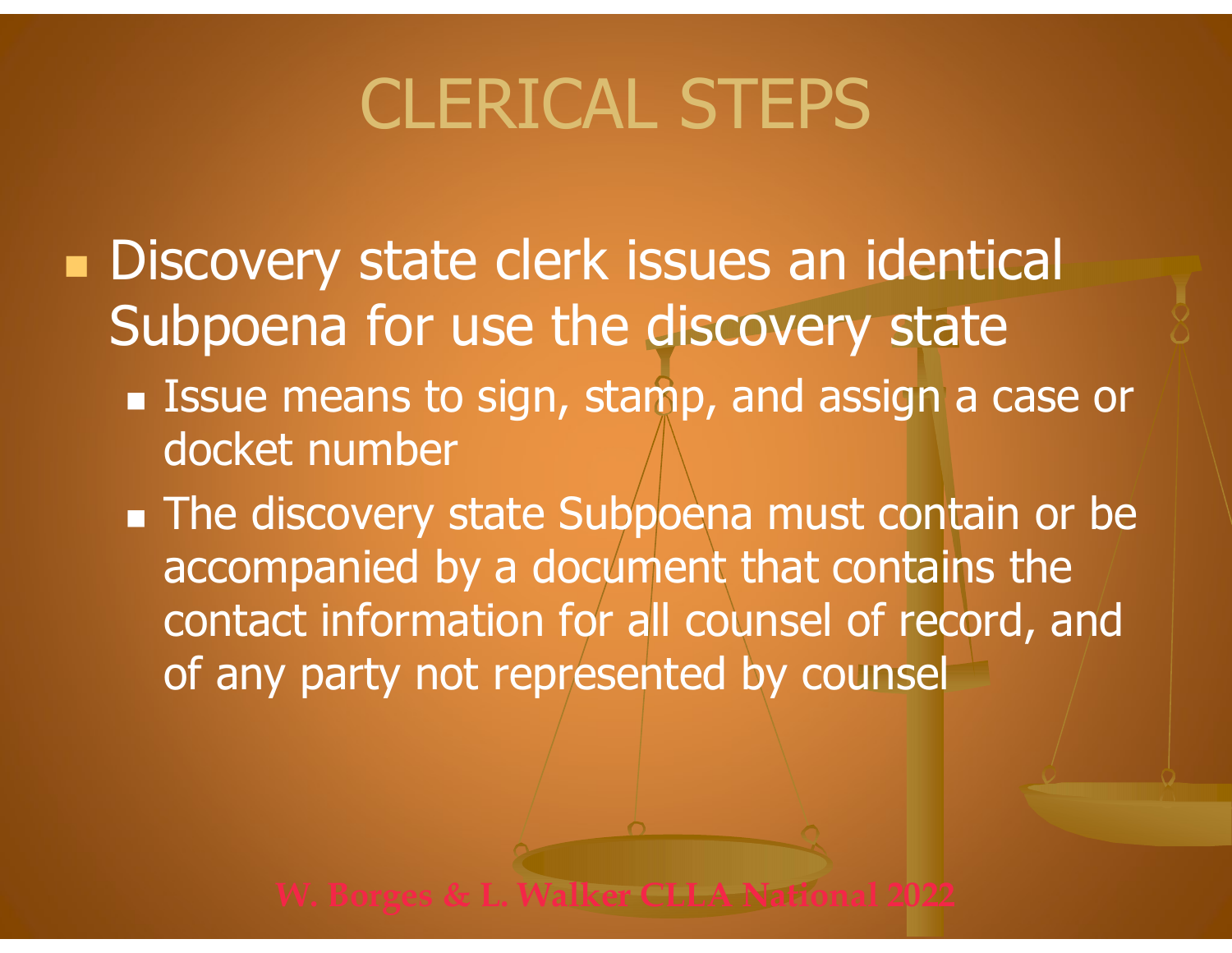# CLERICAL STEPS

- Discovery state clerk issues an identical Subpoena for use the discovery state
  - Issue means to sign, stamp, and assign a case or docket number
  - The discovery state Subpoena must contain or be accompanied by a document that contains the contact information for all counsel of record, and of any party not represented by counsel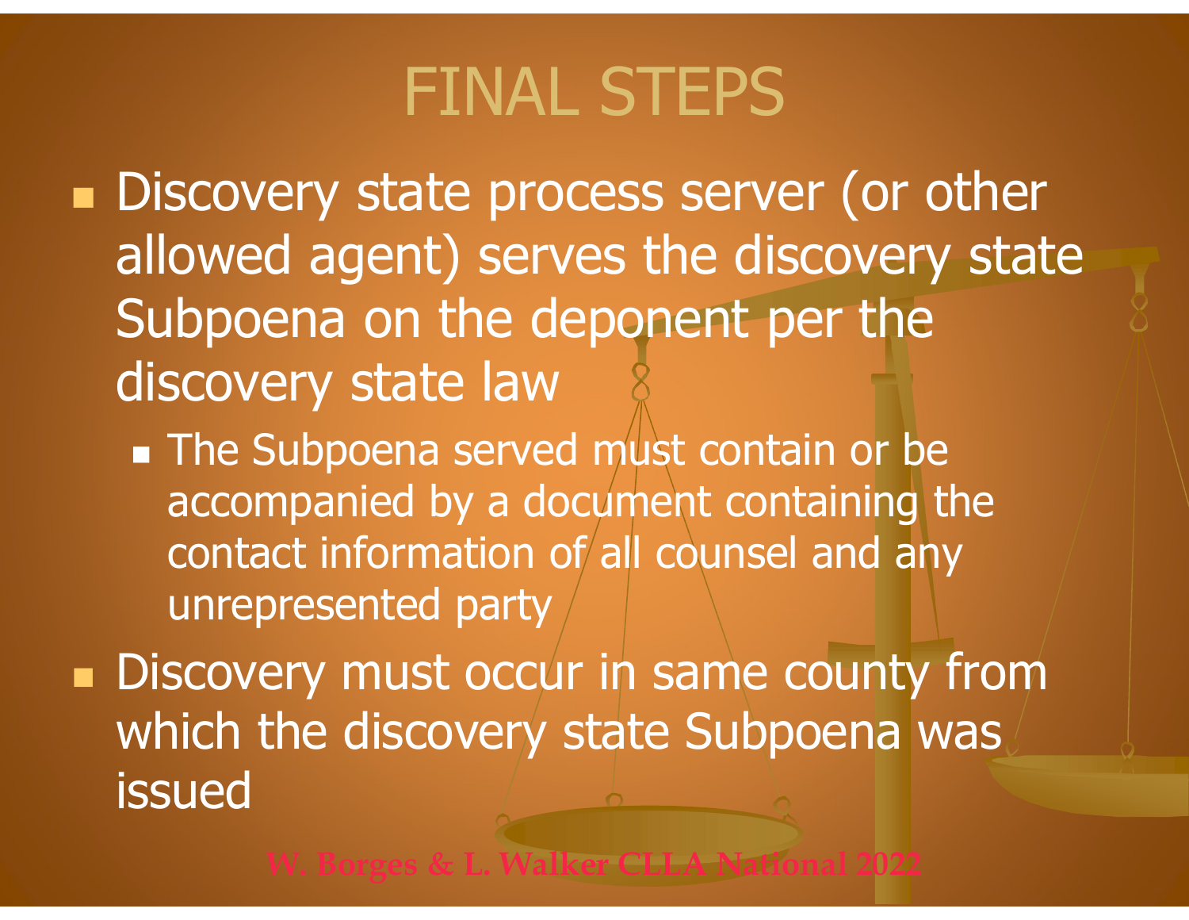# FINAL STEPS

- Discovery state process server (or other allowed agent) serves the discovery state Subpoena on the deponent per the discovery state law
  - The Subpoena served must contain or be accompanied by a document containing the contact information of all counsel and any unrepresented party
- Discovery must occur in same county from which the discovery state Subpoena was issued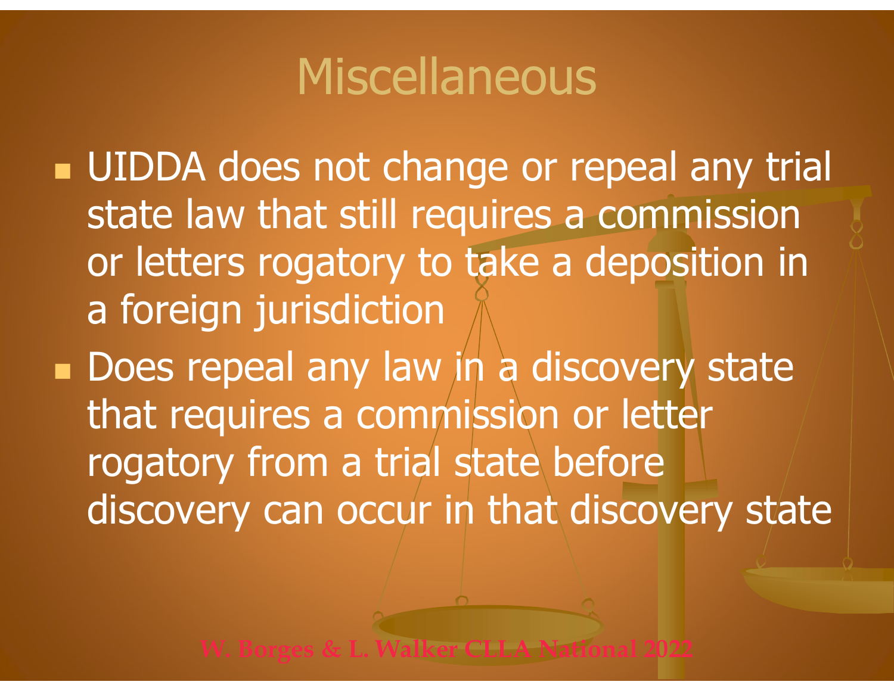# Miscellaneous

- UIDDA does not change or repeal any trial state law that still requires a commission or letters rogatory to take a deposition in a foreign jurisdiction
- Does repeal any law in a discovery state that requires a commission or letter rogatory from a trial state before discovery can occur in that discovery state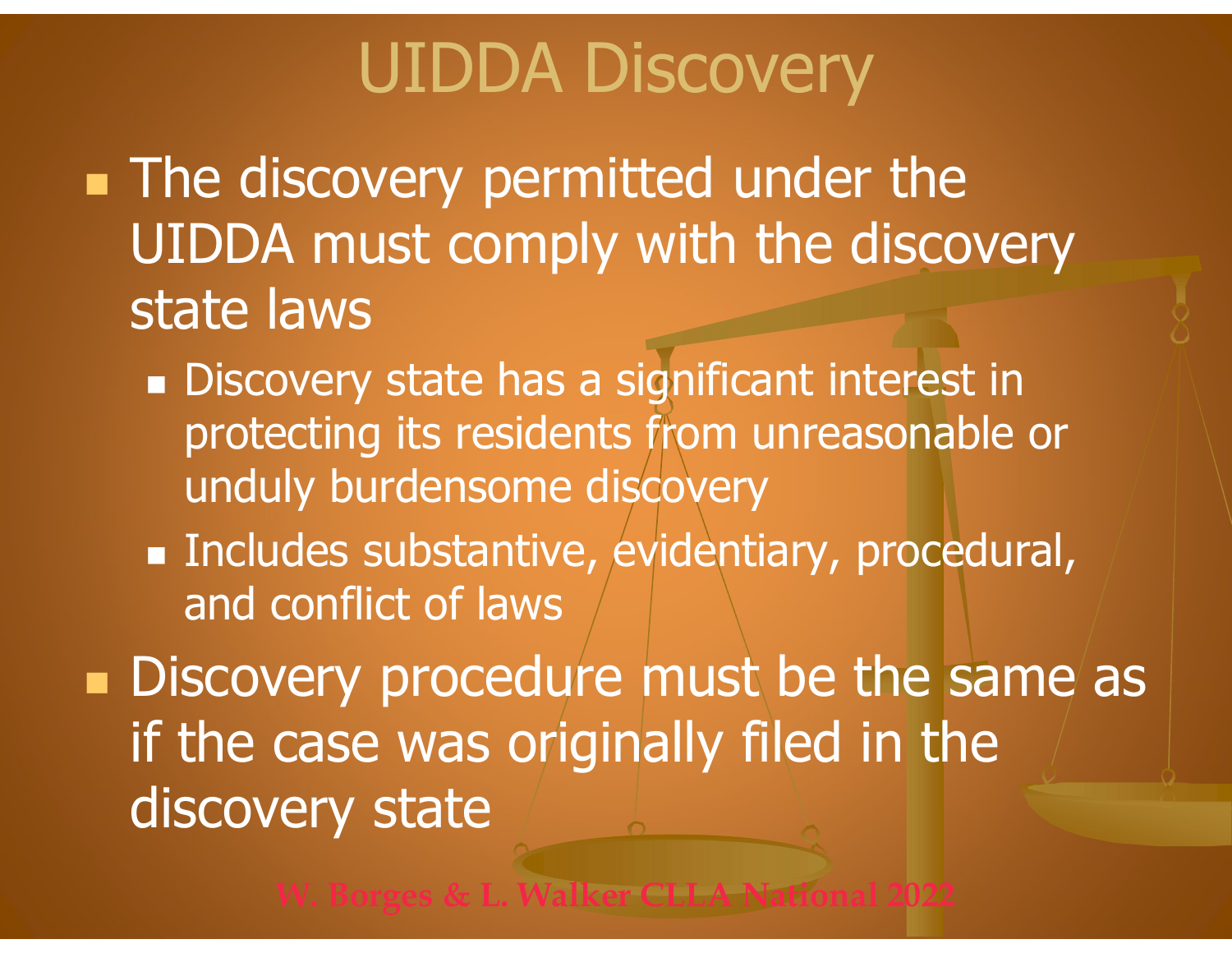# UIDDA Discovery

- The discovery permitted under the UIDDA must comply with the discovery state laws
  - Discovery state has a significant interest in protecting its residents from unreasonable or unduly burdensome discovery
  - Includes substantive, evidentiary, procedural, and conflict of laws
- Discovery procedure must be the same as if the case was originally filed in the discovery state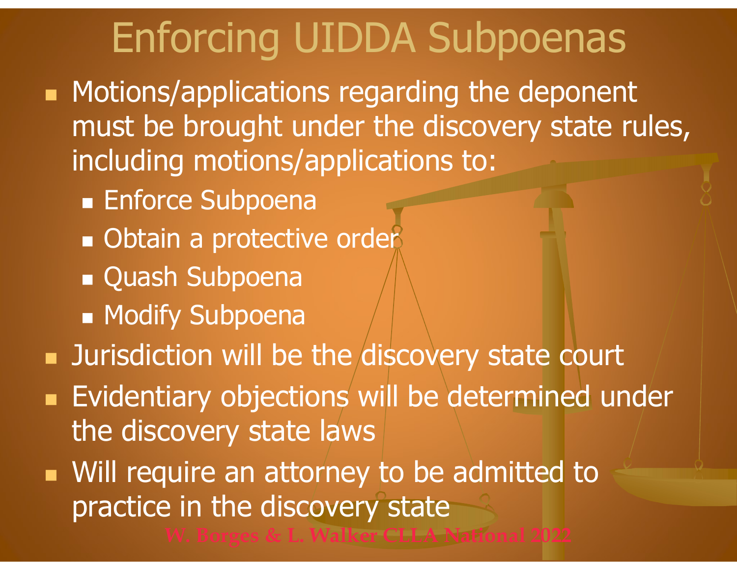# Enforcing UIDDA Subpoenas

- Motions/applications regarding the deponent must be brought under the discovery state rules, including motions/applications to:
  - Enforce Subpoena
  - Obtain a protective order
  - Quash Subpoena
  - Modify Subpoena
- Jurisdiction will be the discovery state court
- Evidentiary objections will be determined under the discovery state laws
- Will require an attorney to be admitted to practice in the discovery state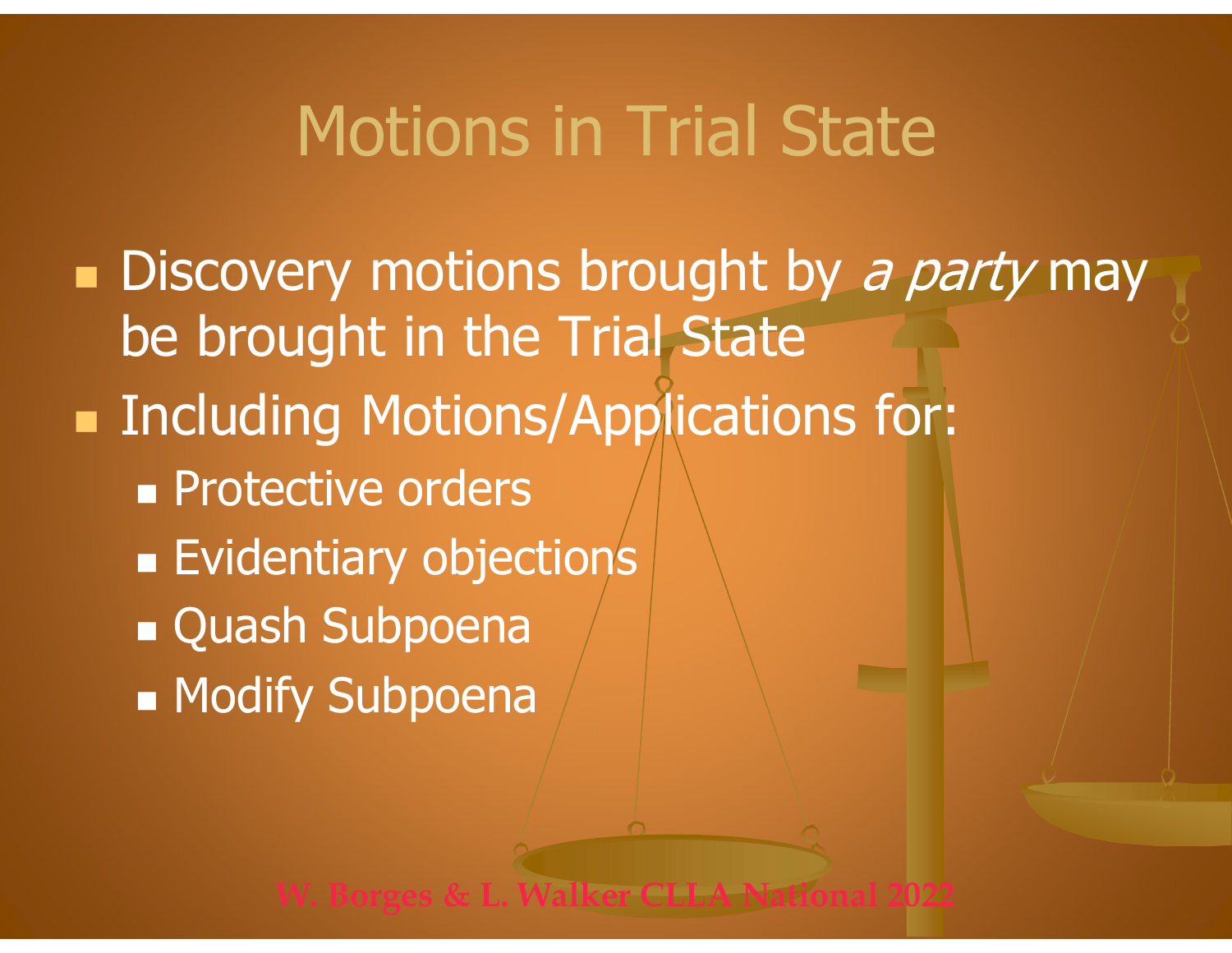# Motions in Trial State

- Discovery motions brought by *a party* may be brought in the Trial State
- Including Motions/Applications for:
  - Protective orders
  - Evidentiary objections
  - Quash Subpoena
  - Modify Subpoena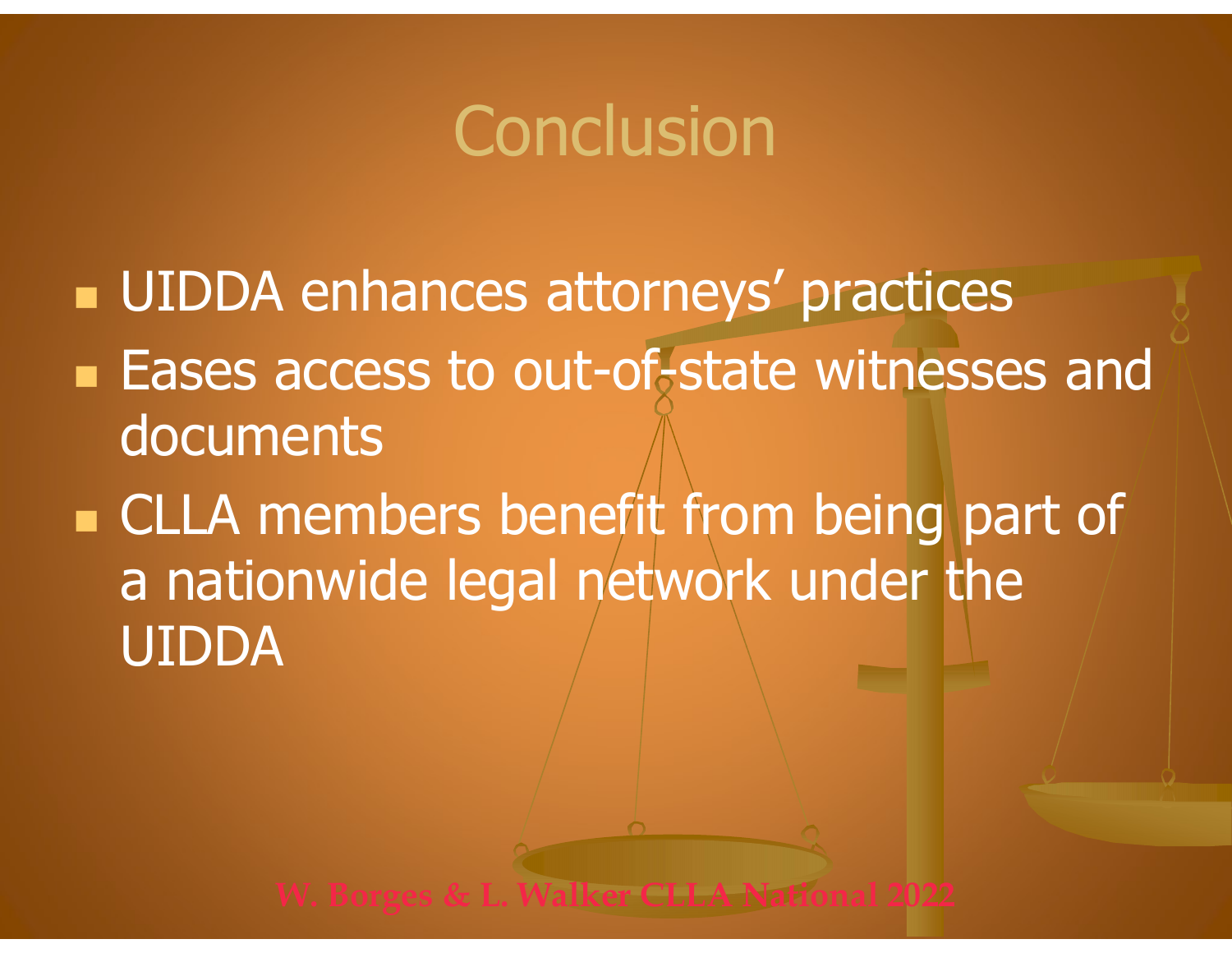# Conclusion

- UIDDA enhances attorneys' practices
- Eases access to out-of-state witnesses and documents
- CLLA members benefit from being part of a nationwide legal network under the UIDDA